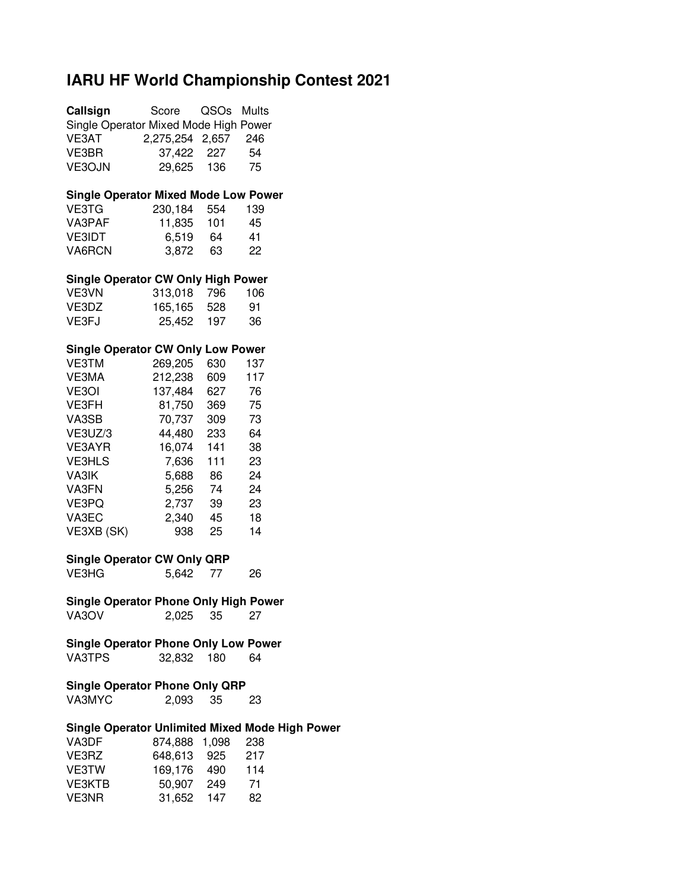# IARU HF World Championship Contest 2021

| **Callsign** | Score | QSOs | Mults |
|---|---|---|---|
| Single Operator Mixed Mode High Power | | | |
| VE3AT | 2,275,254 | 2,657 | 246 |
| VE3BR | 37,422 | 227 | 54 |
| VE3OJN | 29,625 | 136 | 75 |
| **Single Operator Mixed Mode Low Power** | | | |
| VE3TG | 230,184 | 554 | 139 |
| VA3PAF | 11,835 | 101 | 45 |
| VE3IDT | 6,519 | 64 | 41 |
| VA6RCN | 3,872 | 63 | 22 |
| **Single Operator CW Only High Power** | | | |
| VE3VN | 313,018 | 796 | 106 |
| VE3DZ | 165,165 | 528 | 91 |
| VE3FJ | 25,452 | 197 | 36 |
| **Single Operator CW Only Low Power** | | | |
| VE3TM | 269,205 | 630 | 137 |
| VE3MA | 212,238 | 609 | 117 |
| VE3OI | 137,484 | 627 | 76 |
| VE3FH | 81,750 | 369 | 75 |
| VA3SB | 70,737 | 309 | 73 |
| VE3UZ/3 | 44,480 | 233 | 64 |
| VE3AYR | 16,074 | 141 | 38 |
| VE3HLS | 7,636 | 111 | 23 |
| VA3IK | 5,688 | 86 | 24 |
| VA3FN | 5,256 | 74 | 24 |
| VE3PQ | 2,737 | 39 | 23 |
| VA3EC | 2,340 | 45 | 18 |
| VE3XB (SK) | 938 | 25 | 14 |
| **Single Operator CW Only QRP** | | | |
| VE3HG | 5,642 | 77 | 26 |
| **Single Operator Phone Only High Power** | | | |
| VA3OV | 2,025 | 35 | 27 |
| **Single Operator Phone Only Low Power** | | | |
| VA3TPS | 32,832 | 180 | 64 |
| **Single Operator Phone Only QRP** | | | |
| VA3MYC | 2,093 | 35 | 23 |
| **Single Operator Unlimited Mixed Mode High Power** | | | |
| VA3DF | 874,888 | 1,098 | 238 |
| VE3RZ | 648,613 | 925 | 217 |
| VE3TW | 169,176 | 490 | 114 |
| VE3KTB | 50,907 | 249 | 71 |
| VE3NR | 31,652 | 147 | 82 |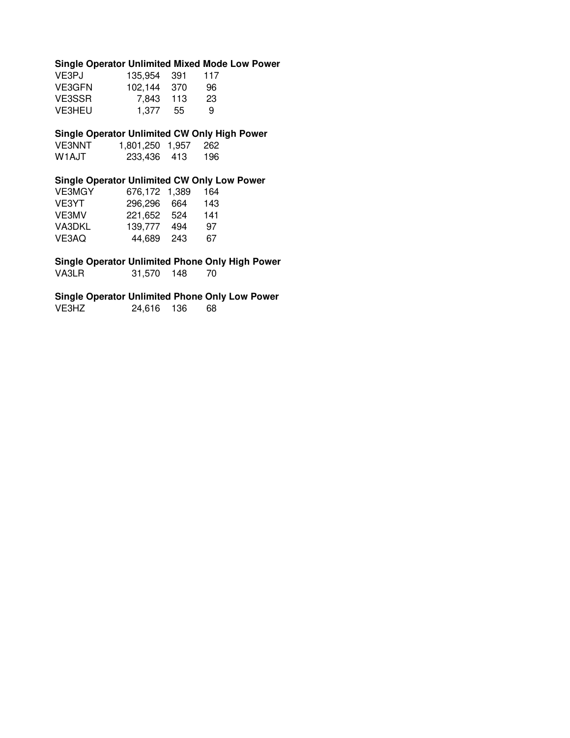### Single Operator Unlimited Mixed Mode Low Power

| | | | |
|---|---|---|---|
| VE3PJ | 135,954 | 391 | 117 |
| VE3GFN | 102,144 | 370 | 96 |
| VE3SSR | 7,843 | 113 | 23 |
| VE3HEU | 1,377 | 55 | 9 |

### Single Operator Unlimited CW Only High Power

| | | | |
|---|---|---|---|
| VE3NNT | 1,801,250 | 1,957 | 262 |
| W1AJT | 233,436 | 413 | 196 |

### Single Operator Unlimited CW Only Low Power

| | | | |
|---|---|---|---|
| VE3MGY | 676,172 | 1,389 | 164 |
| VE3YT | 296,296 | 664 | 143 |
| VE3MV | 221,652 | 524 | 141 |
| VA3DKL | 139,777 | 494 | 97 |
| VE3AQ | 44,689 | 243 | 67 |

### Single Operator Unlimited Phone Only High Power

| | | | |
|---|---|---|---|
| VA3LR | 31,570 | 148 | 70 |

### Single Operator Unlimited Phone Only Low Power

| | | | |
|---|---|---|---|
| VE3HZ | 24,616 | 136 | 68 |